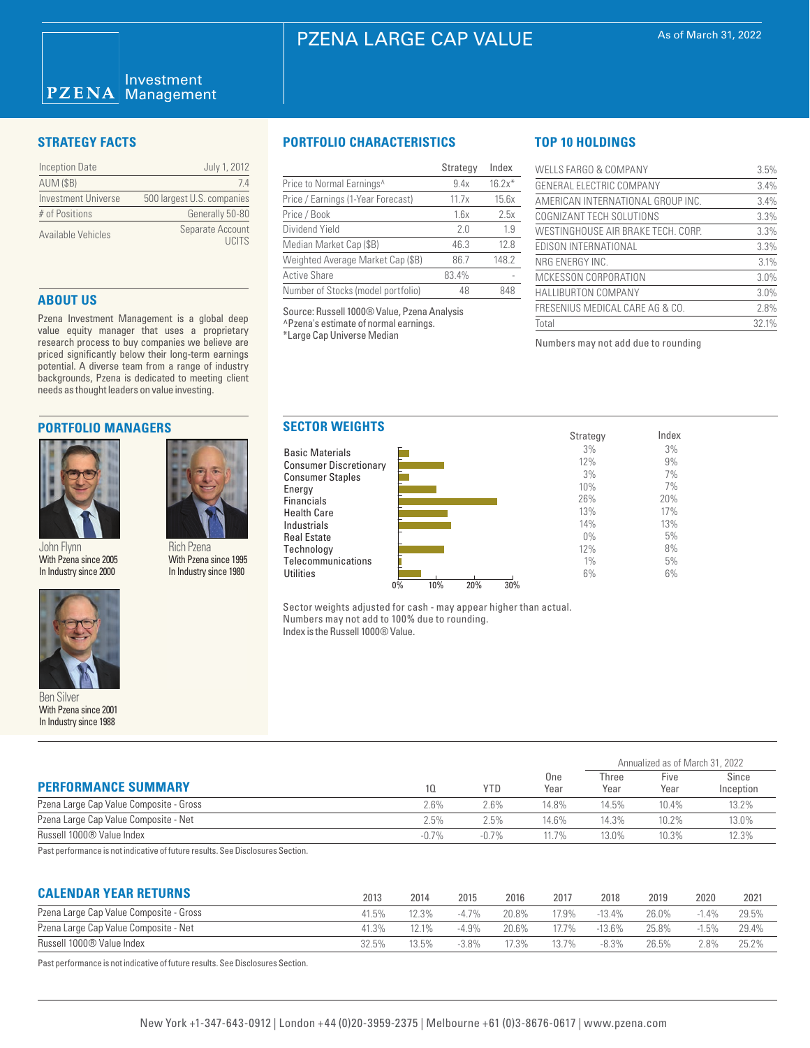# PZENA LARGE CAP VALUE

As of March 31, 2022

PZENA Investment Management

## STRATEGY FACTS

| | |
|---|---|
| Inception Date | July 1, 2012 |
| AUM ($B) | 7.4 |
| Investment Universe | 500 largest U.S. companies |
| # of Positions | Generally 50-80 |
| Available Vehicles | Separate Account UCITS |

## ABOUT US

Pzena Investment Management is a global deep value equity manager that uses a proprietary research process to buy companies we believe are priced significantly below their long-term earnings potential. A diverse team from a range of industry backgrounds, Pzena is dedicated to meeting client needs as thought leaders on value investing.

## PORTFOLIO MANAGERS

John Flynn
With Pzena since 2005
In Industry since 2000

Rich Pzena
With Pzena since 1995
In Industry since 1980

Ben Silver
With Pzena since 2001
In Industry since 1988

## PORTFOLIO CHARACTERISTICS

| | Strategy | Index |
|---|---|---|
| Price to Normal Earnings^ | 9.4x | 16.2x* |
| Price / Earnings (1-Year Forecast) | 11.7x | 15.6x |
| Price / Book | 1.6x | 2.5x |
| Dividend Yield | 2.0 | 1.9 |
| Median Market Cap ($B) | 46.3 | 12.8 |
| Weighted Average Market Cap ($B) | 86.7 | 148.2 |
| Active Share | 83.4% | - |
| Number of Stocks (model portfolio) | 48 | 848 |

Source: Russell 1000® Value, Pzena Analysis
^Pzena's estimate of normal earnings.
*Large Cap Universe Median

## TOP 10 HOLDINGS

| | |
|---|---|
| WELLS FARGO & COMPANY | 3.5% |
| GENERAL ELECTRIC COMPANY | 3.4% |
| AMERICAN INTERNATIONAL GROUP INC. | 3.4% |
| COGNIZANT TECH SOLUTIONS | 3.3% |
| WESTINGHOUSE AIR BRAKE TECH. CORP. | 3.3% |
| EDISON INTERNATIONAL | 3.3% |
| NRG ENERGY INC. | 3.1% |
| MCKESSON CORPORATION | 3.0% |
| HALLIBURTON COMPANY | 3.0% |
| FRESENIUS MEDICAL CARE AG & CO. | 2.8% |
| Total | 32.1% |

Numbers may not add due to rounding

## SECTOR WEIGHTS

| | Strategy | Index |
|---|---|---|
| Basic Materials | 3% | 3% |
| Consumer Discretionary | 12% | 9% |
| Consumer Staples | 3% | 7% |
| Energy | 10% | 7% |
| Financials | 26% | 20% |
| Health Care | 13% | 17% |
| Industrials | 14% | 13% |
| Real Estate | 0% | 5% |
| Technology | 12% | 8% |
| Telecommunications | 1% | 5% |
| Utilities | 6% | 6% |

Sector weights adjusted for cash - may appear higher than actual.
Numbers may not add to 100% due to rounding.
Index is the Russell 1000® Value.

## PERFORMANCE SUMMARY

| | 1Q | YTD | One Year | Three Year | Five Year | Since Inception |
|---|---|---|---|---|---|---|
| | | | | Annualized as of March 31, 2022 | | |
| Pzena Large Cap Value Composite - Gross | 2.6% | 2.6% | 14.8% | 14.5% | 10.4% | 13.2% |
| Pzena Large Cap Value Composite - Net | 2.5% | 2.5% | 14.6% | 14.3% | 10.2% | 13.0% |
| Russell 1000® Value Index | -0.7% | -0.7% | 11.7% | 13.0% | 10.3% | 12.3% |

Past performance is not indicative of future results. See Disclosures Section.

## CALENDAR YEAR RETURNS

| | 2013 | 2014 | 2015 | 2016 | 2017 | 2018 | 2019 | 2020 | 2021 |
|---|---|---|---|---|---|---|---|---|---|
| Pzena Large Cap Value Composite - Gross | 41.5% | 12.3% | -4.7% | 20.8% | 17.9% | -13.4% | 26.0% | -1.4% | 29.5% |
| Pzena Large Cap Value Composite - Net | 41.3% | 12.1% | -4.9% | 20.6% | 17.7% | -13.6% | 25.8% | -1.5% | 29.4% |
| Russell 1000® Value Index | 32.5% | 13.5% | -3.8% | 17.3% | 13.7% | -8.3% | 26.5% | 2.8% | 25.2% |

Past performance is not indicative of future results. See Disclosures Section.

New York +1-347-643-0912 | London +44 (0)20-3959-2375 | Melbourne +61 (0)3-8676-0617 | www.pzena.com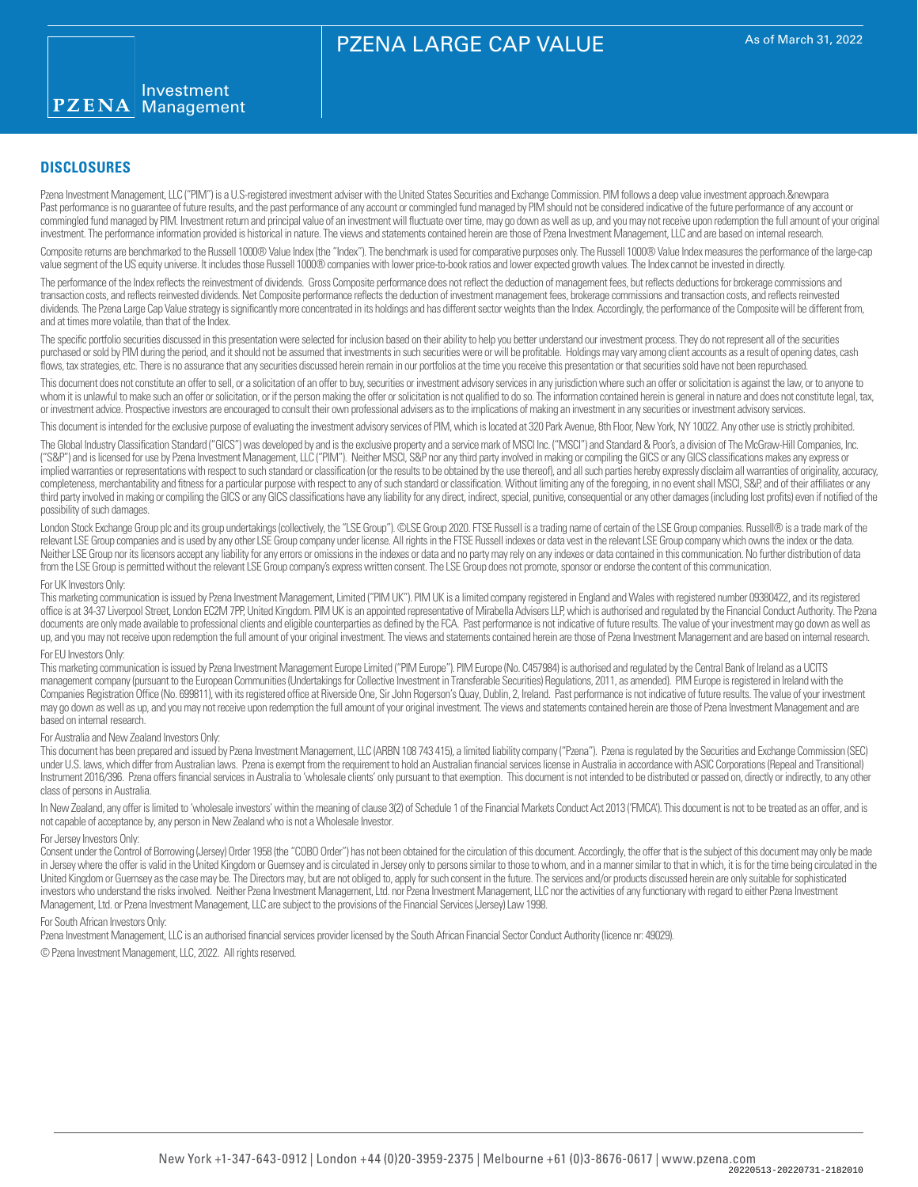# PZENA LARGE CAP VALUE

As of March 31, 2022

PZENA Investment Management

## DISCLOSURES

Pzena Investment Management, LLC ("PIM") is a U.S-registered investment adviser with the United States Securities and Exchange Commission. PIM follows a deep value investment approach.&newpara Past performance is no guarantee of future results, and the past performance of any account or commingled fund managed by PIM should not be considered indicative of the future performance of any account or commingled fund managed by PIM. Investment return and principal value of an investment will fluctuate over time, may go down as well as up, and you may not receive upon redemption the full amount of your original investment. The performance information provided is historical in nature. The views and statements contained herein are those of Pzena Investment Management, LLC and are based on internal research.

Composite returns are benchmarked to the Russell 1000® Value Index (the "Index"). The benchmark is used for comparative purposes only. The Russell 1000® Value Index measures the performance of the large-cap value segment of the US equity universe. It includes those Russell 1000® companies with lower price-to-book ratios and lower expected growth values. The Index cannot be invested in directly.

The performance of the Index reflects the reinvestment of dividends. Gross Composite performance does not reflect the deduction of management fees, but reflects deductions for brokerage commissions and transaction costs, and reflects reinvested dividends. Net Composite performance reflects the deduction of investment management fees, brokerage commissions and transaction costs, and reflects reinvested dividends. The Pzena Large Cap Value strategy is significantly more concentrated in its holdings and has different sector weights than the Index. Accordingly, the performance of the Composite will be different from, and at times more volatile, than that of the Index.

The specific portfolio securities discussed in this presentation were selected for inclusion based on their ability to help you better understand our investment process. They do not represent all of the securities purchased or sold by PIM during the period, and it should not be assumed that investments in such securities were or will be profitable. Holdings may vary among client accounts as a result of opening dates, cash flows, tax strategies, etc. There is no assurance that any securities discussed herein remain in our portfolios at the time you receive this presentation or that securities sold have not been repurchased.

This document does not constitute an offer to sell, or a solicitation of an offer to buy, securities or investment advisory services in any jurisdiction where such an offer or solicitation is against the law, or to anyone to whom it is unlawful to make such an offer or solicitation, or if the person making the offer or solicitation is not qualified to do so. The information contained herein is general in nature and does not constitute legal, tax, or investment advice. Prospective investors are encouraged to consult their own professional advisers as to the implications of making an investment in any securities or investment advisory services.

This document is intended for the exclusive purpose of evaluating the investment advisory services of PIM, which is located at 320 Park Avenue, 8th Floor, New York, NY 10022. Any other use is strictly prohibited.

The Global Industry Classification Standard ("GICS") was developed by and is the exclusive property and a service mark of MSCI Inc. ("MSCI") and Standard & Poor's, a division of The McGraw-Hill Companies, Inc. ("S&P") and is licensed for use by Pzena Investment Management, LLC ("PIM"). Neither MSCI, S&P nor any third party involved in making or compiling the GICS or any GICS classifications makes any express or implied warranties or representations with respect to such standard or classification (or the results to be obtained by the use thereof), and all such parties hereby expressly disclaim all warranties of originality, accuracy, completeness, merchantability and fitness for a particular purpose with respect to any of such standard or classification. Without limiting any of the foregoing, in no event shall MSCI, S&P, and of their affiliates or any third party involved in making or compiling the GICS or any GICS classifications have any liability for any direct, indirect, special, punitive, consequential or any other damages (including lost profits) even if notified of the possibility of such damages.

London Stock Exchange Group plc and its group undertakings (collectively, the "LSE Group"). ©LSE Group 2020. FTSE Russell is a trading name of certain of the LSE Group companies. Russell® is a trade mark of the relevant LSE Group companies and is used by any other LSE Group company under license. All rights in the FTSE Russell indexes or data vest in the relevant LSE Group company which owns the index or the data. Neither LSE Group nor its licensors accept any liability for any errors or omissions in the indexes or data and no party may rely on any indexes or data contained in this communication. No further distribution of data from the LSE Group is permitted without the relevant LSE Group company's express written consent. The LSE Group does not promote, sponsor or endorse the content of this communication.

For UK Investors Only:
This marketing communication is issued by Pzena Investment Management, Limited ("PIM UK"). PIM UK is a limited company registered in England and Wales with registered number 09380422, and its registered office is at 34-37 Liverpool Street, London EC2M 7PP, United Kingdom. PIM UK is an appointed representative of Mirabella Advisers LLP, which is authorised and regulated by the Financial Conduct Authority. The Pzena documents are only made available to professional clients and eligible counterparties as defined by the FCA. Past performance is not indicative of future results. The value of your investment may go down as well as up, and you may not receive upon redemption the full amount of your original investment. The views and statements contained herein are those of Pzena Investment Management and are based on internal research.

For EU Investors Only:
This marketing communication is issued by Pzena Investment Management Europe Limited ("PIM Europe"). PIM Europe (No. C457984) is authorised and regulated by the Central Bank of Ireland as a UCITS management company (pursuant to the European Communities (Undertakings for Collective Investment in Transferable Securities) Regulations, 2011, as amended). PIM Europe is registered in Ireland with the Companies Registration Office (No. 699811), with its registered office at Riverside One, Sir John Rogerson's Quay, Dublin, 2, Ireland. Past performance is not indicative of future results. The value of your investment may go down as well as up, and you may not receive upon redemption the full amount of your original investment. The views and statements contained herein are those of Pzena Investment Management and are based on internal research.

For Australia and New Zealand Investors Only:
This document has been prepared and issued by Pzena Investment Management, LLC (ARBN 108 743 415), a limited liability company ("Pzena"). Pzena is regulated by the Securities and Exchange Commission (SEC) under U.S. laws, which differ from Australian laws. Pzena is exempt from the requirement to hold an Australian financial services license in Australia in accordance with ASIC Corporations (Repeal and Transitional) Instrument 2016/396. Pzena offers financial services in Australia to 'wholesale clients' only pursuant to that exemption. This document is not intended to be distributed or passed on, directly or indirectly, to any other class of persons in Australia.

In New Zealand, any offer is limited to 'wholesale investors' within the meaning of clause 3(2) of Schedule 1 of the Financial Markets Conduct Act 2013 ('FMCA'). This document is not to be treated as an offer, and is not capable of acceptance by, any person in New Zealand who is not a Wholesale Investor.

For Jersey Investors Only:
Consent under the Control of Borrowing (Jersey) Order 1958 (the "COBO Order") has not been obtained for the circulation of this document. Accordingly, the offer that is the subject of this document may only be made in Jersey where the offer is valid in the United Kingdom or Guernsey and is circulated in Jersey only to persons similar to those to whom, and in a manner similar to that in which, it is for the time being circulated in the United Kingdom or Guernsey as the case may be. The Directors may, but are not obliged to, apply for such consent in the future. The services and/or products discussed herein are only suitable for sophisticated investors who understand the risks involved. Neither Pzena Investment Management, Ltd. nor Pzena Investment Management, LLC nor the activities of any functionary with regard to either Pzena Investment Management, Ltd. or Pzena Investment Management, LLC are subject to the provisions of the Financial Services (Jersey) Law 1998.

For South African Investors Only:
Pzena Investment Management, LLC is an authorised financial services provider licensed by the South African Financial Sector Conduct Authority (licence nr: 49029).

© Pzena Investment Management, LLC, 2022. All rights reserved.

New York +1-347-643-0912 | London +44 (0)20-3959-2375 | Melbourne +61 (0)3-8676-0617 | www.pzena.com

20220513-20220731-2182010